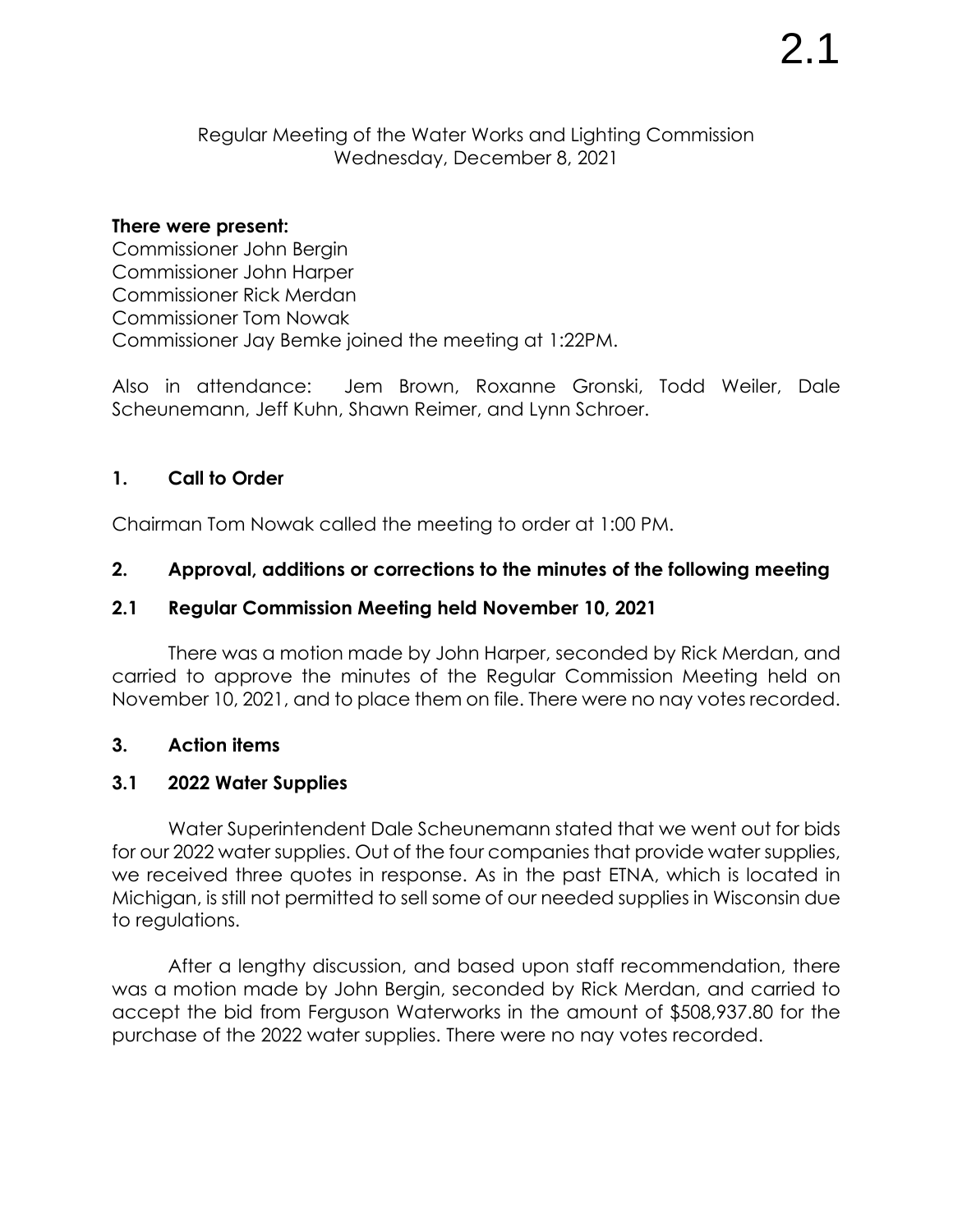2.1

Regular Meeting of the Water Works and Lighting Commission
Wednesday, December 8, 2021

**There were present:**
Commissioner John Bergin
Commissioner John Harper
Commissioner Rick Merdan
Commissioner Tom Nowak
Commissioner Jay Bemke joined the meeting at 1:22PM.

Also in attendance: Jem Brown, Roxanne Gronski, Todd Weiler, Dale Scheunemann, Jeff Kuhn, Shawn Reimer, and Lynn Schroer.

## 1. Call to Order

Chairman Tom Nowak called the meeting to order at 1:00 PM.

## 2. Approval, additions or corrections to the minutes of the following meeting

### 2.1 Regular Commission Meeting held November 10, 2021

There was a motion made by John Harper, seconded by Rick Merdan, and carried to approve the minutes of the Regular Commission Meeting held on November 10, 2021, and to place them on file. There were no nay votes recorded.

## 3. Action items

### 3.1 2022 Water Supplies

Water Superintendent Dale Scheunemann stated that we went out for bids for our 2022 water supplies. Out of the four companies that provide water supplies, we received three quotes in response. As in the past ETNA, which is located in Michigan, is still not permitted to sell some of our needed supplies in Wisconsin due to regulations.

After a lengthy discussion, and based upon staff recommendation, there was a motion made by John Bergin, seconded by Rick Merdan, and carried to accept the bid from Ferguson Waterworks in the amount of $508,937.80 for the purchase of the 2022 water supplies. There were no nay votes recorded.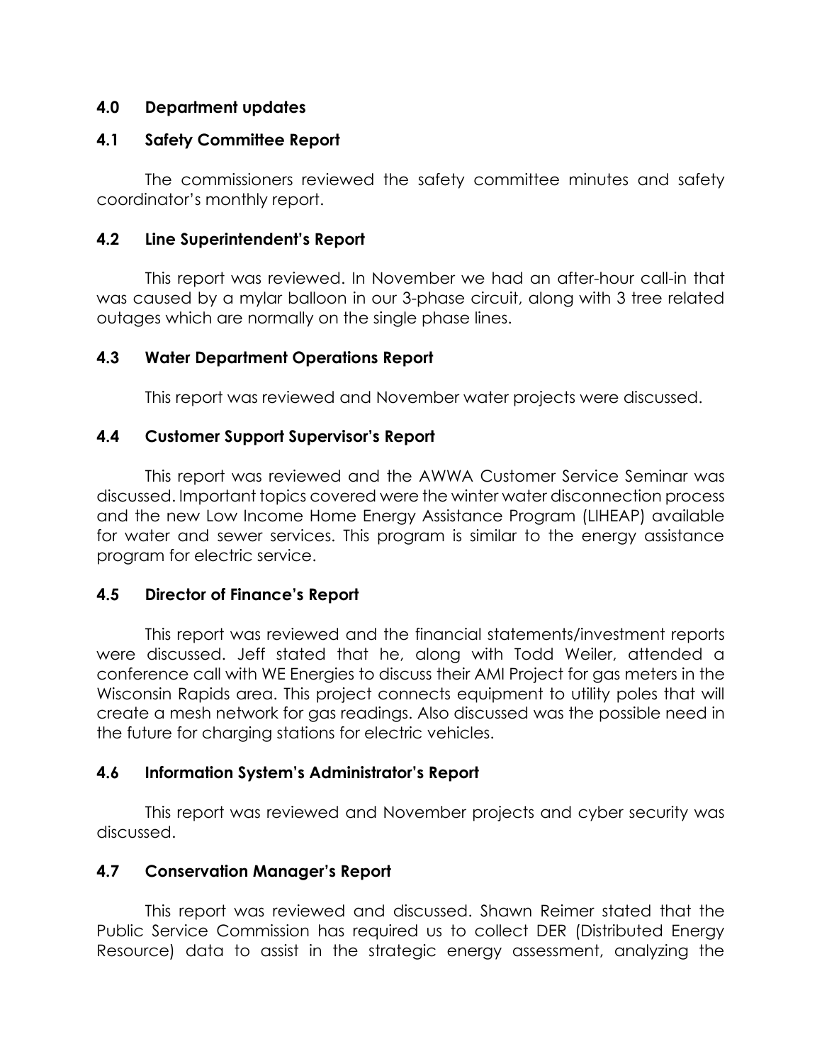## 4.0 Department updates

### 4.1 Safety Committee Report

The commissioners reviewed the safety committee minutes and safety coordinator's monthly report.

### 4.2 Line Superintendent's Report

This report was reviewed. In November we had an after-hour call-in that was caused by a mylar balloon in our 3-phase circuit, along with 3 tree related outages which are normally on the single phase lines.

### 4.3 Water Department Operations Report

This report was reviewed and November water projects were discussed.

### 4.4 Customer Support Supervisor's Report

This report was reviewed and the AWWA Customer Service Seminar was discussed. Important topics covered were the winter water disconnection process and the new Low Income Home Energy Assistance Program (LIHEAP) available for water and sewer services. This program is similar to the energy assistance program for electric service.

### 4.5 Director of Finance's Report

This report was reviewed and the financial statements/investment reports were discussed. Jeff stated that he, along with Todd Weiler, attended a conference call with WE Energies to discuss their AMI Project for gas meters in the Wisconsin Rapids area. This project connects equipment to utility poles that will create a mesh network for gas readings. Also discussed was the possible need in the future for charging stations for electric vehicles.

### 4.6 Information System's Administrator's Report

This report was reviewed and November projects and cyber security was discussed.

### 4.7 Conservation Manager's Report

This report was reviewed and discussed. Shawn Reimer stated that the Public Service Commission has required us to collect DER (Distributed Energy Resource) data to assist in the strategic energy assessment, analyzing the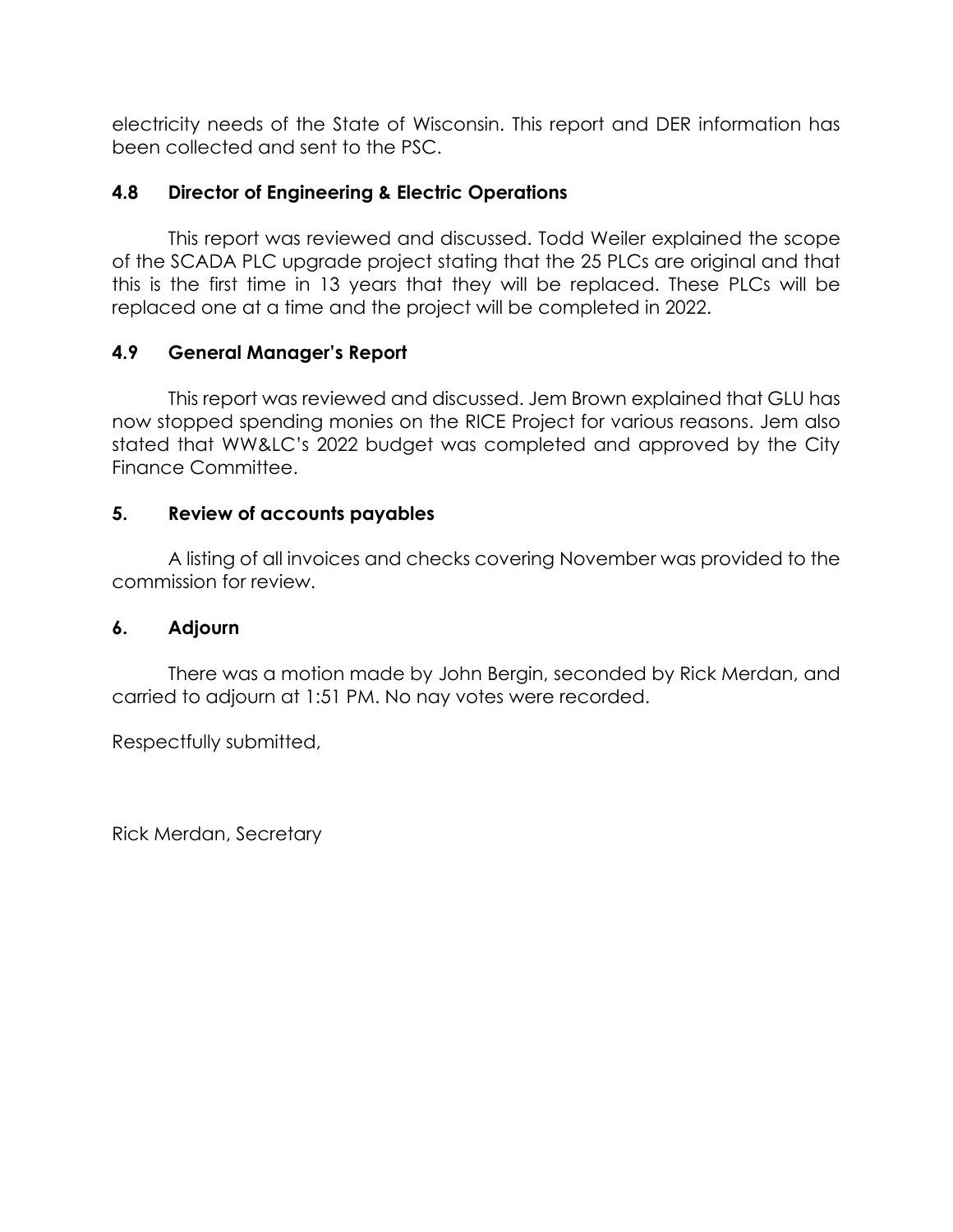electricity needs of the State of Wisconsin. This report and DER information has been collected and sent to the PSC.

### 4.8 Director of Engineering & Electric Operations

This report was reviewed and discussed. Todd Weiler explained the scope of the SCADA PLC upgrade project stating that the 25 PLCs are original and that this is the first time in 13 years that they will be replaced. These PLCs will be replaced one at a time and the project will be completed in 2022.

### 4.9 General Manager's Report

This report was reviewed and discussed. Jem Brown explained that GLU has now stopped spending monies on the RICE Project for various reasons. Jem also stated that WW&LC's 2022 budget was completed and approved by the City Finance Committee.

### 5. Review of accounts payables

A listing of all invoices and checks covering November was provided to the commission for review.

### 6. Adjourn

There was a motion made by John Bergin, seconded by Rick Merdan, and carried to adjourn at 1:51 PM. No nay votes were recorded.

Respectfully submitted,

Rick Merdan, Secretary